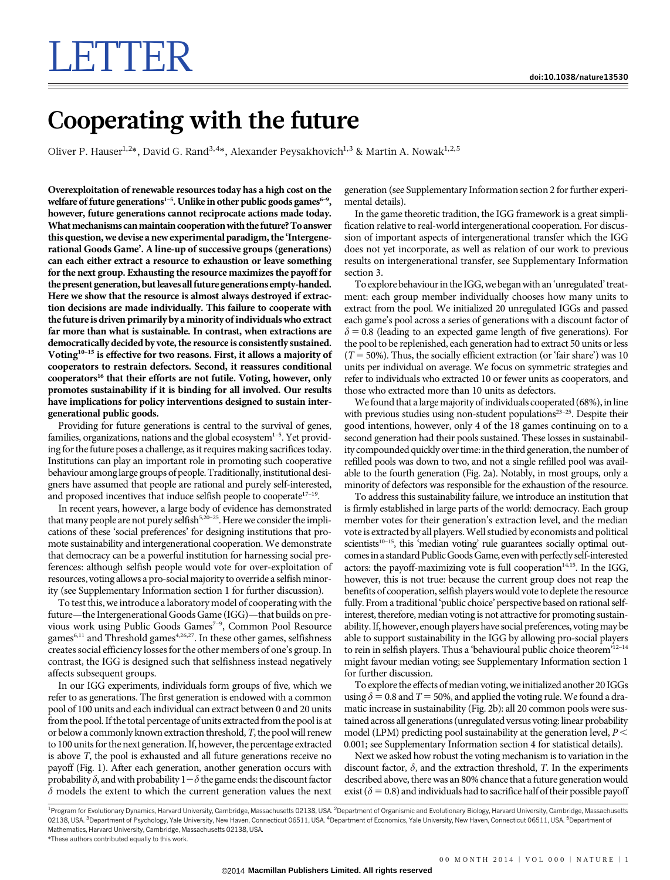# LETTER

# Cooperating with the future

Oliver P. Hauser[1,2]*, David G. Rand[3,4]*, Alexander Peysakhovich[1,3] & Martin A. Nowak[1,2,5]

**Overexploitation of renewable resources today has a high cost on the welfare of future generations[1–5]. Unlike in other public goods games[6–9], however, future generations cannot reciprocate actions made today. What mechanisms can maintain cooperation with the future? To answer this question, we devise a new experimental paradigm, the 'Intergenerational Goods Game'. A line-up of successive groups (generations) can each either extract a resource to exhaustion or leave something for the next group. Exhausting the resource maximizes the payoff for the present generation, but leaves all future generations empty-handed. Here we show that the resource is almost always destroyed if extraction decisions are made individually. This failure to cooperate with the future is driven primarily by a minority of individuals who extract far more than what is sustainable. In contrast, when extractions are democratically decided by vote, the resource is consistently sustained. Voting[10–15] is effective for two reasons. First, it allows a majority of cooperators to restrain defectors. Second, it reassures conditional cooperators[16] that their efforts are not futile. Voting, however, only promotes sustainability if it is binding for all involved. Our results have implications for policy interventions designed to sustain intergenerational public goods.**

Providing for future generations is central to the survival of genes, families, organizations, nations and the global ecosystem[1–5]. Yet providing for the future poses a challenge, as it requires making sacrifices today. Institutions can play an important role in promoting such cooperative behaviour among large groups of people. Traditionally, institutional designers have assumed that people are rational and purely self-interested, and proposed incentives that induce selfish people to cooperate[17–19].

In recent years, however, a large body of evidence has demonstrated that many people are not purely selfish[5,20–25]. Here we consider the implications of these 'social preferences' for designing institutions that promote sustainability and intergenerational cooperation. We demonstrate that democracy can be a powerful institution for harnessing social preferences: although selfish people would vote for over-exploitation of resources, voting allows a pro-social majority to override a selfish minority (see Supplementary Information section 1 for further discussion).

To test this, we introduce a laboratory model of cooperating with the future—the Intergenerational Goods Game (IGG)—that builds on previous work using Public Goods Games[7–9], Common Pool Resource games[6,11] and Threshold games[4,26,27]. In these other games, selfishness creates social efficiency losses for the other members of one's group. In contrast, the IGG is designed such that selfishness instead negatively affects subsequent groups.

In our IGG experiments, individuals form groups of five, which we refer to as generations. The first generation is endowed with a common pool of 100 units and each individual can extract between 0 and 20 units from the pool. If the total percentage of units extracted from the pool is at or below a commonly known extraction threshold, $T$, the pool will renew to 100 units for the next generation. If, however, the percentage extracted is above $T$, the pool is exhausted and all future generations receive no payoff (Fig. 1). After each generation, another generation occurs with probability $\delta$, and with probability $1-\delta$ the game ends: the discount factor $\delta$ models the extent to which the current generation values the next generation (see Supplementary Information section 2 for further experimental details).

In the game theoretic tradition, the IGG framework is a great simplification relative to real-world intergenerational cooperation. For discussion of important aspects of intergenerational transfer which the IGG does not yet incorporate, as well as relation of our work to previous results on intergenerational transfer, see Supplementary Information section 3.

To explore behaviour in the IGG, we began with an 'unregulated' treatment: each group member individually chooses how many units to extract from the pool. We initialized 20 unregulated IGGs and passed each game's pool across a series of generations with a discount factor of $\delta = 0.8$ (leading to an expected game length of five generations). For the pool to be replenished, each generation had to extract 50 units or less ($T = 50\%$). Thus, the socially efficient extraction (or 'fair share') was 10 units per individual on average. We focus on symmetric strategies and refer to individuals who extracted 10 or fewer units as cooperators, and those who extracted more than 10 units as defectors.

We found that a large majority of individuals cooperated (68%), in line with previous studies using non-student populations[23–25]. Despite their good intentions, however, only 4 of the 18 games continuing on to a second generation had their pools sustained. These losses in sustainability compounded quickly over time: in the third generation, the number of refilled pools was down to two, and not a single refilled pool was available to the fourth generation (Fig. 2a). Notably, in most groups, only a minority of defectors was responsible for the exhaustion of the resource.

To address this sustainability failure, we introduce an institution that is firmly established in large parts of the world: democracy. Each group member votes for their generation's extraction level, and the median vote is extracted by all players. Well studied by economists and political scientists[10–15], this 'median voting' rule guarantees socially optimal outcomes in a standard Public Goods Game, even with perfectly self-interested actors: the payoff-maximizing vote is full cooperation[14,15]. In the IGG, however, this is not true: because the current group does not reap the benefits of cooperation, selfish players would vote to deplete the resource fully. From a traditional 'public choice' perspective based on rational self-interest, therefore, median voting is not attractive for promoting sustainability. If, however, enough players have social preferences, voting may be able to support sustainability in the IGG by allowing pro-social players to rein in selfish players. Thus a 'behavioural public choice theorem'[12–14] might favour median voting; see Supplementary Information section 1 for further discussion.

To explore the effects of median voting, we initialized another 20 IGGs using $\delta = 0.8$ and $T = 50\%$, and applied the voting rule. We found a dramatic increase in sustainability (Fig. 2b): all 20 common pools were sustained across all generations (unregulated versus voting: linear probability model (LPM) predicting pool sustainability at the generation level, $P < 0.001$; see Supplementary Information section 4 for statistical details).

Next we asked how robust the voting mechanism is to variation in the discount factor, $\delta$, and the extraction threshold, $T$. In the experiments described above, there was an 80% chance that a future generation would exist ($\delta = 0.8$) and individuals had to sacrifice half of their possible payoff

[1]Program for Evolutionary Dynamics, Harvard University, Cambridge, Massachusetts 02138, USA. [2]Department of Organismic and Evolutionary Biology, Harvard University, Cambridge, Massachusetts 02138, USA. [3]Department of Psychology, Yale University, New Haven, Connecticut 06511, USA. [4]Department of Economics, Yale University, New Haven, Connecticut 06511, USA. [5]Department of Mathematics, Harvard University, Cambridge, Massachusetts 02138, USA.

*These authors contributed equally to this work.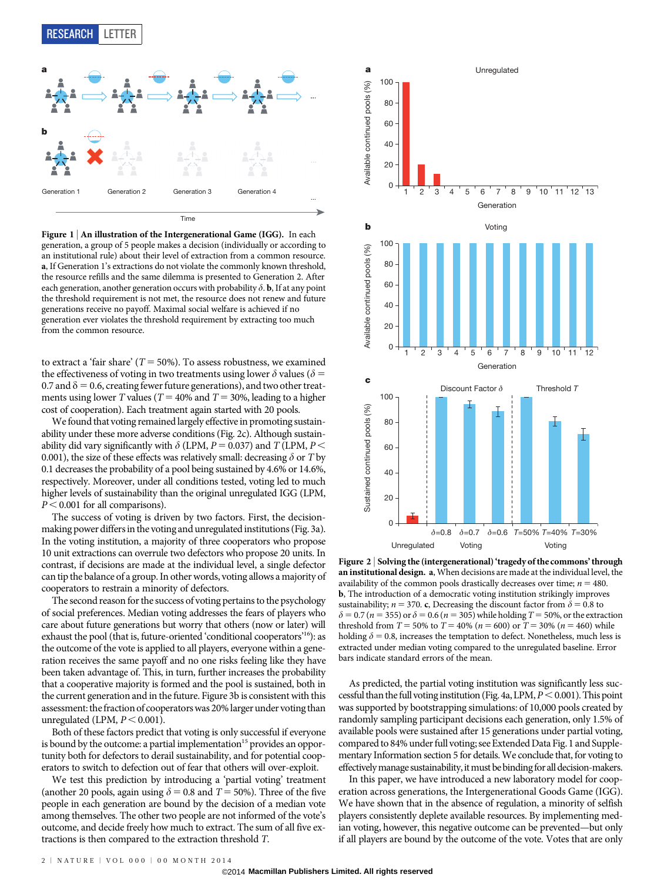**Figure 1 | An illustration of the Intergenerational Game (IGG).** In each generation, a group of 5 people makes a decision (individually or according to an institutional rule) about their level of extraction from a common resource. **a**, If Generation 1's extractions do not violate the commonly known threshold, the resource refills and the same dilemma is presented to Generation 2. After each generation, another generation occurs with probability $\delta$. **b**, If at any point the threshold requirement is not met, the resource does not renew and future generations receive no payoff. Maximal social welfare is achieved if no generation ever violates the threshold requirement by extracting too much from the common resource.

to extract a 'fair share' ($T = 50\%$). To assess robustness, we examined the effectiveness of voting in two treatments using lower $\delta$ values ($\delta = 0.7$ and $\delta = 0.6$, creating fewer future generations), and two other treatments using lower $T$ values ($T = 40\%$ and $T = 30\%$, leading to a higher cost of cooperation). Each treatment again started with 20 pools.

We found that voting remained largely effective in promoting sustainability under these more adverse conditions (Fig. 2c). Although sustainability did vary significantly with $\delta$ (LPM, $P = 0.037$) and $T$ (LPM, $P < 0.001$), the size of these effects was relatively small: decreasing $\delta$ or $T$ by 0.1 decreases the probability of a pool being sustained by 4.6% or 14.6%, respectively. Moreover, under all conditions tested, voting led to much higher levels of sustainability than the original unregulated IGG (LPM, $P < 0.001$ for all comparisons).

The success of voting is driven by two factors. First, the decision-making power differs in the voting and unregulated institutions (Fig. 3a). In the voting institution, a majority of three cooperators who propose 10 unit extractions can overrule two defectors who propose 20 units. In contrast, if decisions are made at the individual level, a single defector can tip the balance of a group. In other words, voting allows a majority of cooperators to restrain a minority of defectors.

The second reason for the success of voting pertains to the psychology of social preferences. Median voting addresses the fears of players who care about future generations but worry that others (now or later) will exhaust the pool (that is, future-oriented 'conditional cooperators'[16]): as the outcome of the vote is applied to all players, everyone within a generation receives the same payoff and no one risks feeling like they have been taken advantage of. This, in turn, further increases the probability that a cooperative majority is formed and the pool is sustained, both in the current generation and in the future. Figure 3b is consistent with this assessment: the fraction of cooperators was 20% larger under voting than unregulated (LPM, $P < 0.001$).

Both of these factors predict that voting is only successful if everyone is bound by the outcome: a partial implementation[15] provides an opportunity both for defectors to derail sustainability, and for potential cooperators to switch to defection out of fear that others will over-exploit.

We test this prediction by introducing a 'partial voting' treatment (another 20 pools, again using $\delta = 0.8$ and $T = 50\%$). Three of the five people in each generation are bound by the decision of a median vote among themselves. The other two people are not informed of the vote's outcome, and decide freely how much to extract. The sum of all five extractions is then compared to the extraction threshold $T$.

**Figure 2 | Solving the (intergenerational) 'tragedy of the commons' through an institutional design.** **a**, When decisions are made at the individual level, the availability of the common pools drastically decreases over time; $n = 480$. **b**, The introduction of a democratic voting institution strikingly improves sustainability; $n = 370$. **c**, Decreasing the discount factor from $\delta = 0.8$ to $\delta = 0.7$ ($n = 355$) or $\delta = 0.6$ ($n = 305$) while holding $T = 50\%$, or the extraction threshold from $T = 50\%$ to $T = 40\%$ ($n = 600$) or $T = 30\%$ ($n = 460$) while holding $\delta = 0.8$, increases the temptation to defect. Nonetheless, much less is extracted under median voting compared to the unregulated baseline. Error bars indicate standard errors of the mean.

As predicted, the partial voting institution was significantly less successful than the full voting institution (Fig. 4a, LPM, $P < 0.001$). This point was supported by bootstrapping simulations: of 10,000 pools created by randomly sampling participant decisions each generation, only 1.5% of available pools were sustained after 15 generations under partial voting, compared to 84% under full voting; see Extended Data Fig. 1 and Supplementary Information section 5 for details. We conclude that, for voting to effectively manage sustainability, it must be binding for all decision-makers.

In this paper, we have introduced a new laboratory model for cooperation across generations, the Intergenerational Goods Game (IGG). We have shown that in the absence of regulation, a minority of selfish players consistently deplete available resources. By implementing median voting, however, this negative outcome can be prevented—but only if all players are bound by the outcome of the vote. Votes that are only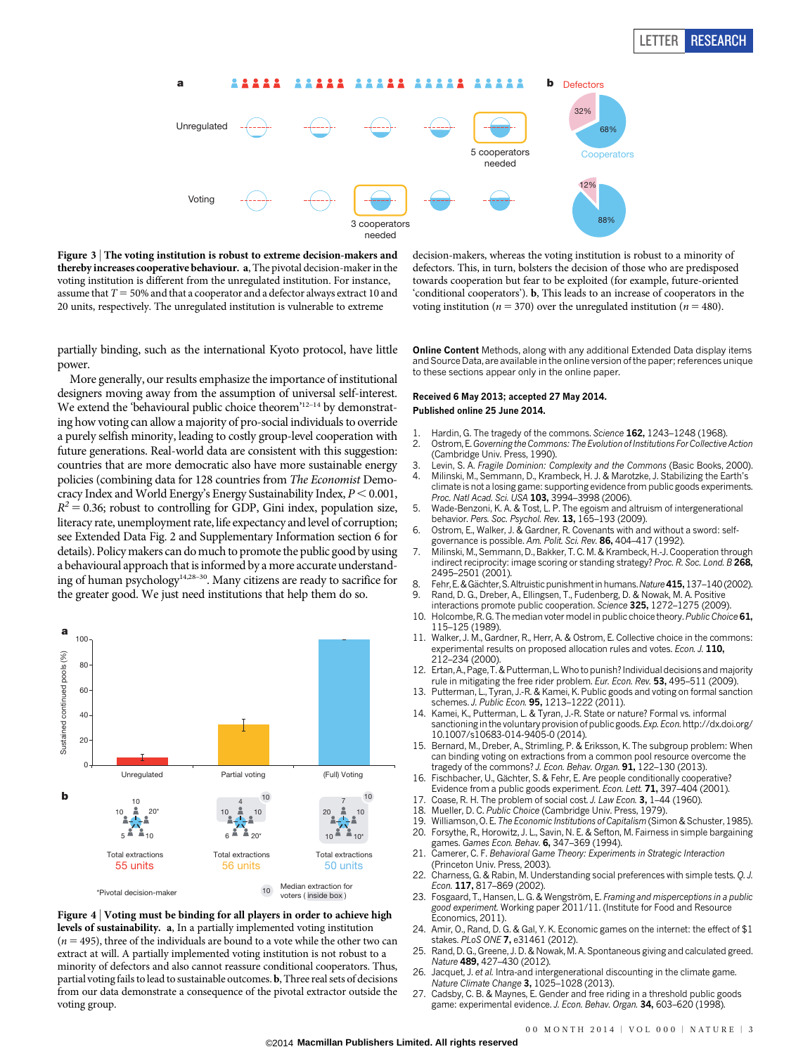**Figure 3 | The voting institution is robust to extreme decision-makers and thereby increases cooperative behaviour. a**, The pivotal decision-maker in the voting institution is different from the unregulated institution. For instance, assume that $T = 50\%$ and that a cooperator and a defector always extract 10 and 20 units, respectively. The unregulated institution is vulnerable to extreme decision-makers, whereas the voting institution is robust to a minority of defectors. This, in turn, bolsters the decision of those who are predisposed towards cooperation but fear to be exploited (for example, fairness-oriented 'conditional cooperators'). **b**, This leads to an increase of cooperators in the voting institution ($n = 370$) over the unregulated institution ($n = 480$).

partially binding, such as the international Kyoto protocol, have little power.

More generally, our results emphasize the importance of institutional designers moving away from the assumption of universal self-interest. We extend the 'behavioural public choice theorem'[12–14] by demonstrating how voting can allow a majority of pro-social individuals to override a purely selfish minority, leading to costly group-level cooperation with future generations. Real-world data are consistent with this suggestion: countries that are more democratic also have more sustainable energy policies (combining data for 128 countries from *The Economist* Democracy Index and World Energy's Energy Sustainability Index, $P < 0.001$, $R^2 = 0.36$; robust to controlling for GDP, Gini index, population size, literacy rate, unemployment rate, life expectancy and level of corruption; see Extended Data Fig. 2 and Supplementary Information section 6 for details). Policy makers can do much to promote the public good by using a behavioural approach that is informed by a more accurate understanding of human psychology[14,28–30]. Many citizens are ready to sacrifice for the greater good. We just need institutions that help them do so.

**Figure 4 | Voting must be binding for all players in order to achieve high levels of sustainability. a**, In a partially implemented voting institution ($n = 495$), three of the individuals are bound to a vote while the other two can extract at will. A partially implemented voting institution is not robust to a minority of defectors and also cannot reassure conditional cooperators. Thus, partial voting fails to lead to sustainable outcomes. **b**, Three real sets of decisions from our data demonstrate a consequence of the pivotal extractor outside the voting group.

**Online Content** Methods, along with any additional Extended Data display items and Source Data, are available in the online version of the paper; references unique to these sections appear only in the online paper.

**Received 6 May 2013; accepted 27 May 2014.**

**Published online 25 June 2014.**

1. Hardin, G. The tragedy of the commons. *Science* **162,** 1243–1248 (1968).
2. Ostrom, E. *Governing the Commons: The Evolution of Institutions For Collective Action* (Cambridge Univ. Press, 1990).
3. Levin, S. A. *Fragile Dominion: Complexity and the Commons* (Basic Books, 2000).
4. Milinski, M., Semmann, D., Krambeck, H. J. & Marotzke, J. Stabilizing the Earth's climate is not a losing game: supporting evidence from public goods experiments. *Proc. Natl Acad. Sci. USA* **103,** 3994–3998 (2006).
5. Wade-Benzoni, K. A. & Tost, L. P. The egoism and altruism of intergenerational behavior. *Pers. Soc. Psychol. Rev.* **13,** 165–193 (2009).
6. Ostrom, E., Walker, J. & Gardner, R. Covenants with and without a sword: self-governance is possible. *Am. Polit. Sci. Rev.* **86,** 404–417 (1992).
7. Milinski, M., Semmann, D., Bakker, T. C. M. & Krambeck, H.-J. Cooperation through indirect reciprocity: image scoring or standing strategy? *Proc. R. Soc. Lond. B* **268,** 2495–2501 (2001).
8. Fehr, E. & Gächter, S. Altruistic punishment in humans. *Nature* **415,** 137–140 (2002).
9. Rand, D. G., Dreber, A., Ellingsen, T., Fudenberg, D. & Nowak, M. A. Positive interactions promote public cooperation. *Science* **325,** 1272–1275 (2009).
10. Holcombe, R. G. The median voter model in public choice theory. *Public Choice* **61,** 115–125 (1989).
11. Walker, J. M., Gardner, R., Herr, A. & Ostrom, E. Collective choice in the commons: experimental results on proposed allocation rules and votes. *Econ. J.* **110,** 212–234 (2000).
12. Ertan, A., Page, T. & Putterman, L. Who to punish? Individual decisions and majority rule in mitigating the free rider problem. *Eur. Econ. Rev.* **53,** 495–511 (2009).
13. Putterman, L., Tyran, J.-R. & Kamei, K. Public goods and voting on formal sanction schemes. *J. Public Econ.* **95,** 1213–1222 (2011).
14. Kamei, K., Putterman, L. & Tyran, J.-R. State or nature? Formal vs. informal sanctioning in the voluntary provision of public goods. *Exp. Econ.* http://dx.doi.org/10.1007/s10683-014-9405-0 (2014).
15. Bernard, M., Dreber, A., Strimling, P. & Eriksson, K. The subgroup problem: When can binding voting on extractions from a common pool resource overcome the tragedy of the commons? *J. Econ. Behav. Organ.* **91,** 122–130 (2013).
16. Fischbacher, U., Gächter, S. & Fehr, E. Are people conditionally cooperative? Evidence from a public goods experiment. *Econ. Lett.* **71,** 397–404 (2001).
17. Coase, R. H. The problem of social cost. *J. Law Econ.* **3,** 1–44 (1960).
18. Mueller, D. C. *Public Choice* (Cambridge Univ. Press, 1979).
19. Williamson, O. E. *The Economic Institutions of Capitalism* (Simon & Schuster, 1985).
20. Forsythe, R., Horowitz, J. L., Savin, N. E. & Sefton, M. Fairness in simple bargaining games. *Games Econ. Behav.* **6,** 347–369 (1994).
21. Camerer, C. F. *Behavioral Game Theory: Experiments in Strategic Interaction* (Princeton Univ. Press, 2003).
22. Charness, G. & Rabin, M. Understanding social preferences with simple tests. *Q. J. Econ.* **117,** 817–869 (2002).
23. Fosgaard, T., Hansen, L. G. & Wengström, E. *Framing and misperceptions in a public good experiment.* Working paper 2011/11. (Institute for Food and Resource Economics, 2011).
24. Amir, O., Rand, D. G. & Gal, Y. K. Economic games on the internet: the effect of \$1 stakes. *PLoS ONE* **7,** e31461 (2012).
25. Rand, D. G., Greene, J. D. & Nowak, M. A. Spontaneous giving and calculated greed. *Nature* **489,** 427–430 (2012).
26. Jacquet, J. *et al.* Intra-and intergenerational discounting in the climate game. *Nature Climate Change* **3,** 1025–1028 (2013).
27. Cadsby, C. B. & Maynes, E. Gender and free riding in a threshold public goods game: experimental evidence. *J. Econ. Behav. Organ.* **34,** 603–620 (1998).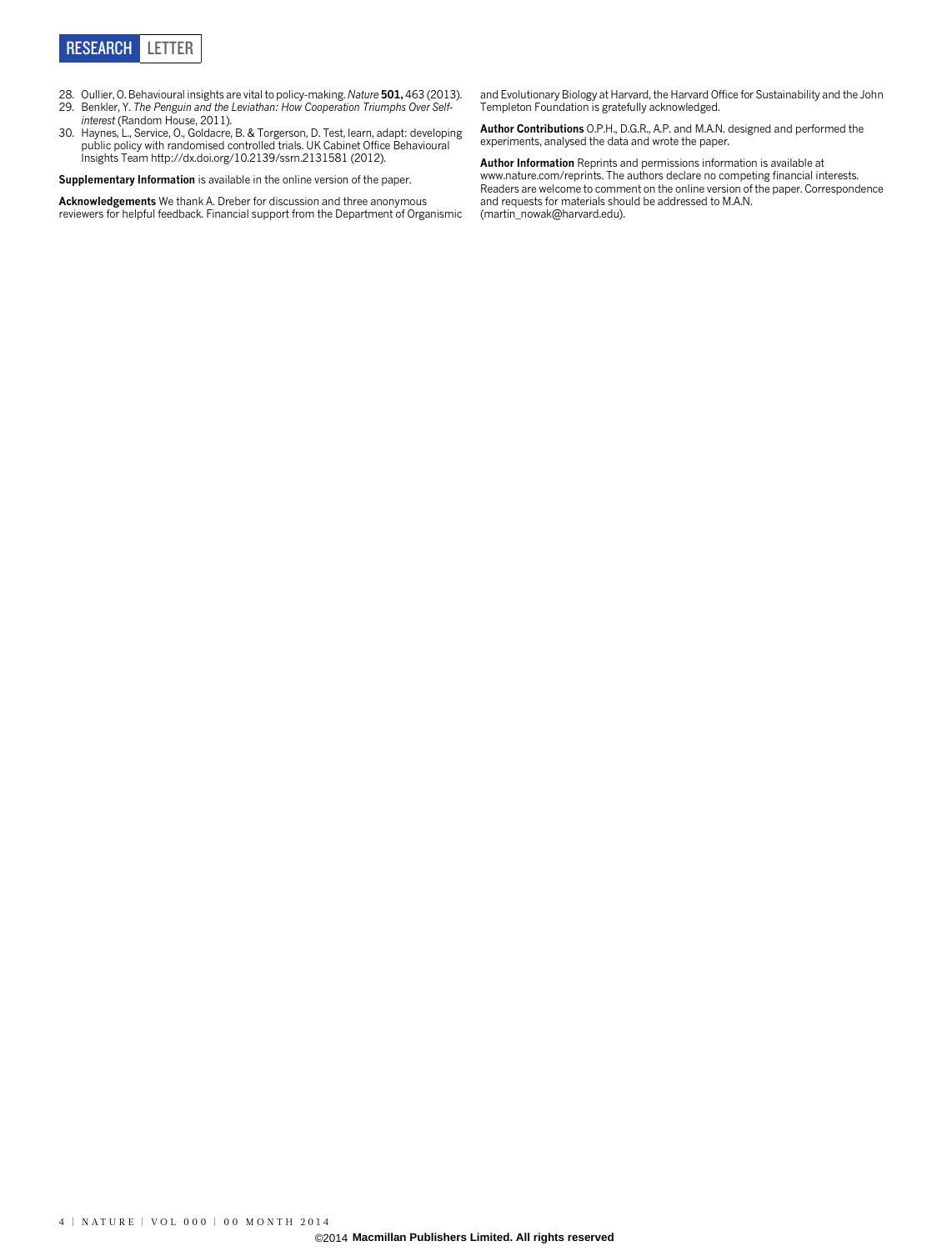28. Oullier, O. Behavioural insights are vital to policy-making. *Nature* **501,** 463 (2013).
29. Benkler, Y. *The Penguin and the Leviathan: How Cooperation Triumphs Over Self-interest* (Random House, 2011).
30. Haynes, L., Service, O., Goldacre, B. & Torgerson, D. Test, learn, adapt: developing public policy with randomised controlled trials. UK Cabinet Office Behavioural Insights Team http://dx.doi.org/10.2139/ssrn.2131581 (2012).

**Supplementary Information** is available in the online version of the paper.

**Acknowledgements** We thank A. Dreber for discussion and three anonymous reviewers for helpful feedback. Financial support from the Department of Organismic and Evolutionary Biology at Harvard, the Harvard Office for Sustainability and the John Templeton Foundation is gratefully acknowledged.

**Author Contributions** O.P.H., D.G.R., A.P. and M.A.N. designed and performed the experiments, analysed the data and wrote the paper.

**Author Information** Reprints and permissions information is available at www.nature.com/reprints. The authors declare no competing financial interests. Readers are welcome to comment on the online version of the paper. Correspondence and requests for materials should be addressed to M.A.N. (martin_nowak@harvard.edu).

©2014 Macmillan Publishers Limited. All rights reserved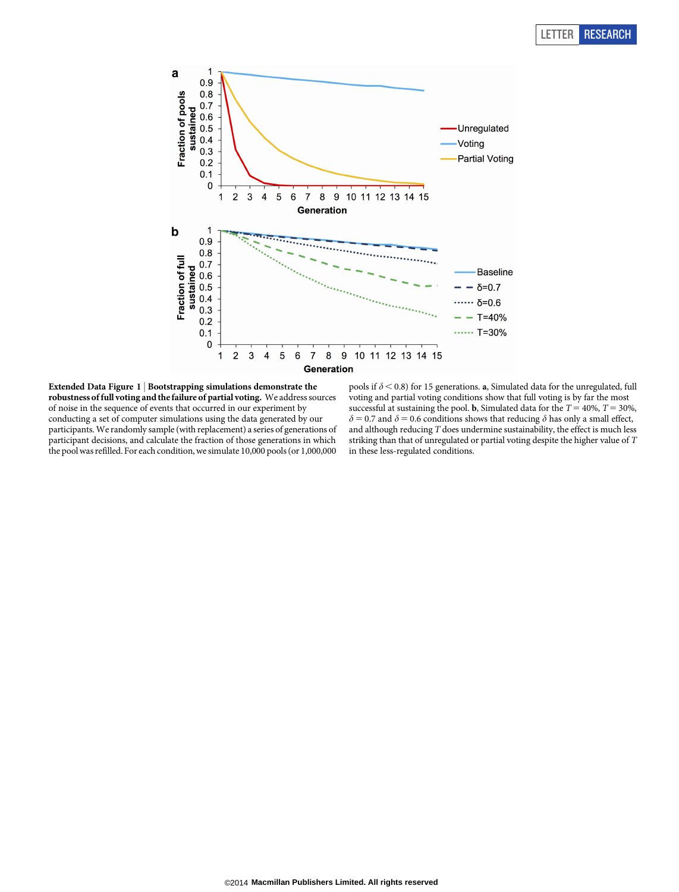**Extended Data Figure 1 | Bootstrapping simulations demonstrate the robustness of full voting and the failure of partial voting.** We address sources of noise in the sequence of events that occurred in our experiment by conducting a set of computer simulations using the data generated by our participants. We randomly sample (with replacement) a series of generations of participant decisions, and calculate the fraction of those generations in which the pool was refilled. For each condition, we simulate 10,000 pools (or 1,000,000 pools if $\delta < 0.8$) for 15 generations. **a**, Simulated data for the unregulated, full voting and partial voting conditions show that full voting is by far the most successful at sustaining the pool. **b**, Simulated data for the $T = 40\%$, $T = 30\%$, $\delta = 0.7$ and $\delta = 0.6$ conditions shows that reducing $\delta$ has only a small effect, and although reducing $T$ does undermine sustainability, the effect is much less striking than that of unregulated or partial voting despite the higher value of $T$ in these less-regulated conditions.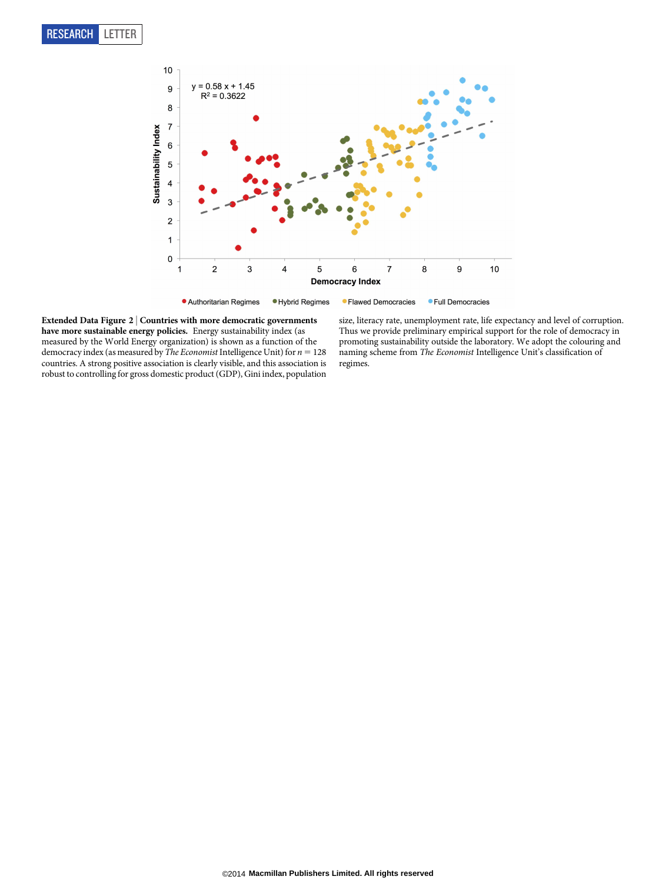y = 0.58 x + 1.45
$R^2$ = 0.3622

Sustainability Index

10
9
8
7
6
5
4
3
2
1
0

1 2 3 4 5 6 7 8 9 10

Democracy Index

Authoritarian Regimes   Hybrid Regimes   Flawed Democracies   Full Democracies

**Extended Data Figure 2 | Countries with more democratic governments have more sustainable energy policies.** Energy sustainability index (as measured by the World Energy organization) is shown as a function of the democracy index (as measured by *The Economist* Intelligence Unit) for $n = 128$ countries. A strong positive association is clearly visible, and this association is robust to controlling for gross domestic product (GDP), Gini index, population size, literacy rate, unemployment rate, life expectancy and level of corruption. Thus we provide preliminary empirical support for the role of democracy in promoting sustainability outside the laboratory. We adopt the colouring and naming scheme from *The Economist* Intelligence Unit's classification of regimes.